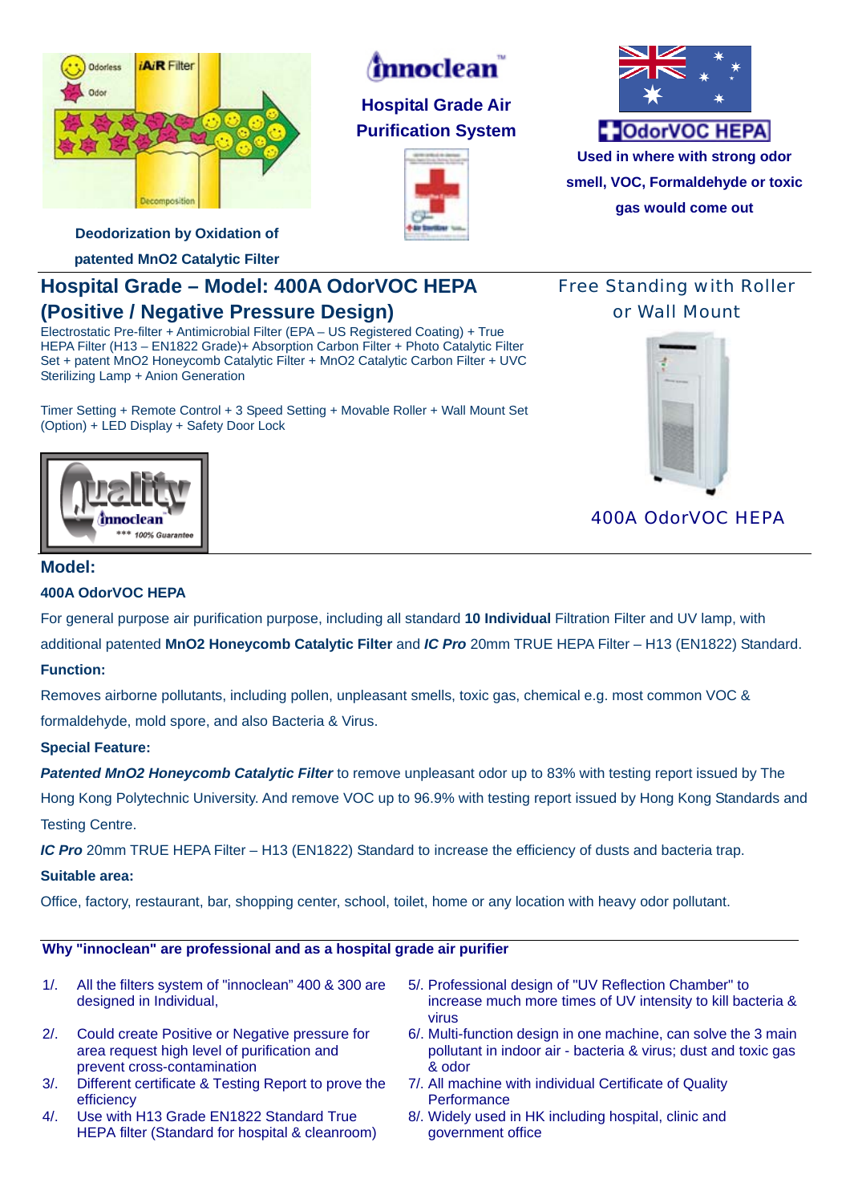Odorless iAiR Filter

Odor

Decomposition

**Deodorization by Oxidation of patented MnO2 Catalytic Filter**

innoclean™

**Hospital Grade Air Purification System**

**OdorVOC HEPA**

**Used in where with strong odor smell, VOC, Formaldehyde or toxic gas would come out**

## Hospital Grade – Model: 400A OdorVOC HEPA (Positive / Negative Pressure Design)

Electrostatic Pre-filter + Antimicrobial Filter (EPA – US Registered Coating) + True HEPA Filter (H13 – EN1822 Grade)+ Absorption Carbon Filter + Photo Catalytic Filter Set + patent MnO2 Honeycomb Catalytic Filter + MnO2 Catalytic Carbon Filter + UVC Sterilizing Lamp + Anion Generation

Timer Setting + Remote Control + 3 Speed Setting + Movable Roller + Wall Mount Set (Option) + LED Display + Safety Door Lock

Free Standing with Roller or Wall Mount

400A OdorVOC HEPA

Quality innoclean *** 100% Guarantee

### Model:

**400A OdorVOC HEPA**

For general purpose air purification purpose, including all standard **10 Individual** Filtration Filter and UV lamp, with additional patented **MnO2 Honeycomb Catalytic Filter** and ***IC Pro*** 20mm TRUE HEPA Filter – H13 (EN1822) Standard.

**Function:**

Removes airborne pollutants, including pollen, unpleasant smells, toxic gas, chemical e.g. most common VOC & formaldehyde, mold spore, and also Bacteria & Virus.

**Special Feature:**

***Patented MnO2 Honeycomb Catalytic Filter*** to remove unpleasant odor up to 83% with testing report issued by The Hong Kong Polytechnic University. And remove VOC up to 96.9% with testing report issued by Hong Kong Standards and Testing Centre.

***IC Pro*** 20mm TRUE HEPA Filter – H13 (EN1822) Standard to increase the efficiency of dusts and bacteria trap.

**Suitable area:**

Office, factory, restaurant, bar, shopping center, school, toilet, home or any location with heavy odor pollutant.

---

**Why "innoclean" are professional and as a hospital grade air purifier**

1/. All the filters system of "innoclean" 400 & 300 are designed in Individual,

2/. Could create Positive or Negative pressure for area request high level of purification and prevent cross-contamination

3/. Different certificate & Testing Report to prove the efficiency

4/. Use with H13 Grade EN1822 Standard True HEPA filter (Standard for hospital & cleanroom)

5/. Professional design of "UV Reflection Chamber" to increase much more times of UV intensity to kill bacteria & virus

6/. Multi-function design in one machine, can solve the 3 main pollutant in indoor air - bacteria & virus; dust and toxic gas & odor

7/. All machine with individual Certificate of Quality Performance

8/. Widely used in HK including hospital, clinic and government office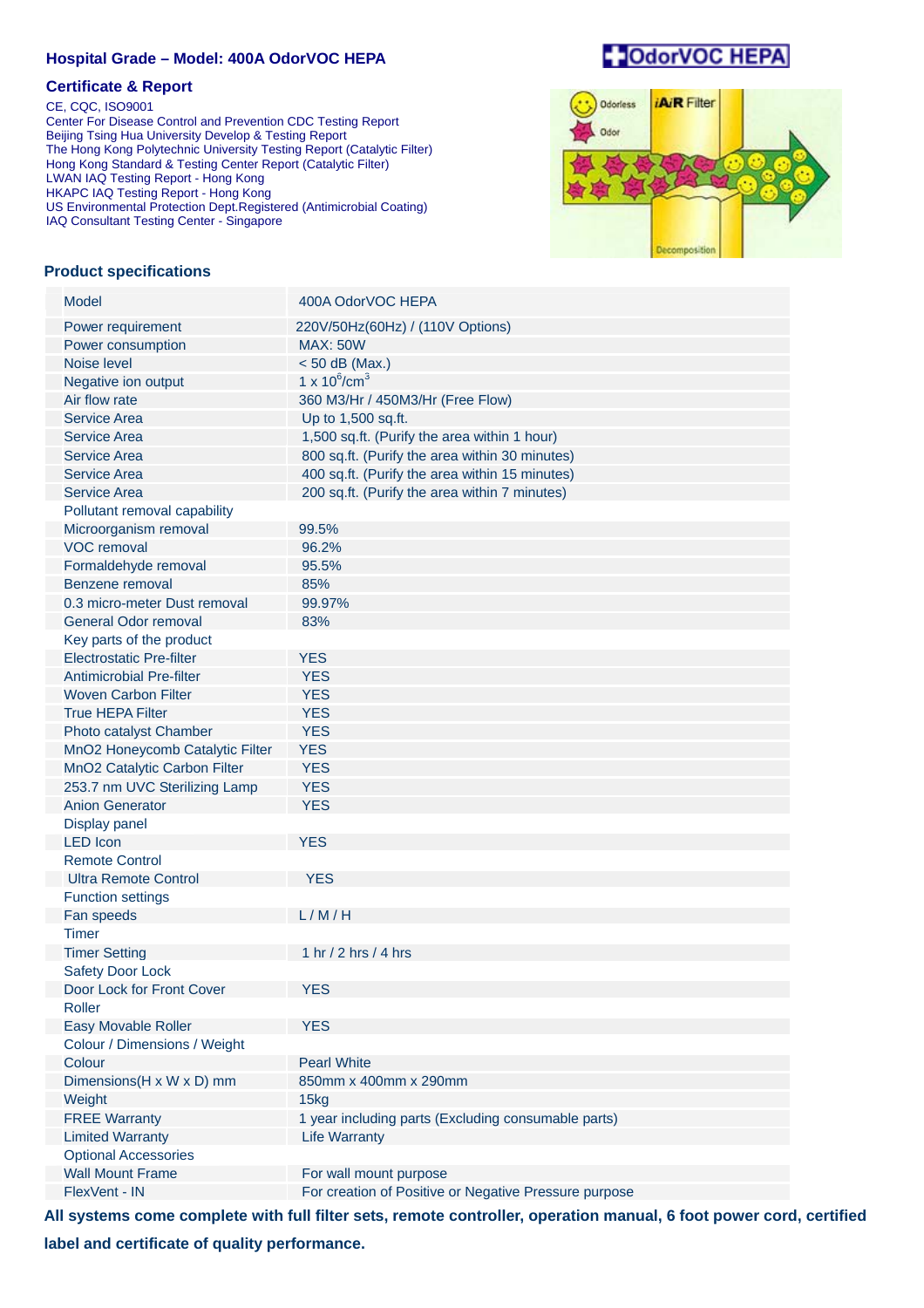**Hospital Grade – Model: 400A OdorVOC HEPA**

OdorVOC HEPA

**Certificate & Report**

CE, CQC, ISO9001
Center For Disease Control and Prevention CDC Testing Report
Beijing Tsing Hua University Develop & Testing Report
The Hong Kong Polytechnic University Testing Report (Catalytic Filter)
Hong Kong Standard & Testing Center Report (Catalytic Filter)
LWAN IAQ Testing Report - Hong Kong
HKAPC IAQ Testing Report - Hong Kong
US Environmental Protection Dept.Registered (Antimicrobial Coating)
IAQ Consultant Testing Center - Singapore

Odorless
Odor
iAiR Filter
Decomposition

**Product specifications**

| | |
|---|---|
| Model | 400A OdorVOC HEPA |
| Power requirement | 220V/50Hz(60Hz) / (110V Options) |
| Power consumption | MAX: 50W |
| Noise level | < 50 dB (Max.) |
| Negative ion output | 1 x $10^6$/$cm^3$ |
| Air flow rate | 360 M3/Hr / 450M3/Hr (Free Flow) |
| Service Area | Up to 1,500 sq.ft. |
| Service Area | 1,500 sq.ft. (Purify the area within 1 hour) |
| Service Area | 800 sq.ft. (Purify the area within 30 minutes) |
| Service Area | 400 sq.ft. (Purify the area within 15 minutes) |
| Service Area | 200 sq.ft. (Purify the area within 7 minutes) |
| Pollutant removal capability | |
| Microorganism removal | 99.5% |
| VOC removal | 96.2% |
| Formaldehyde removal | 95.5% |
| Benzene removal | 85% |
| 0.3 micro-meter Dust removal | 99.97% |
| General Odor removal | 83% |
| Key parts of the product | |
| Electrostatic Pre-filter | YES |
| Antimicrobial Pre-filter | YES |
| Woven Carbon Filter | YES |
| True HEPA Filter | YES |
| Photo catalyst Chamber | YES |
| MnO2 Honeycomb Catalytic Filter | YES |
| MnO2 Catalytic Carbon Filter | YES |
| 253.7 nm UVC Sterilizing Lamp | YES |
| Anion Generator | YES |
| Display panel | |
| LED Icon | YES |
| Remote Control | |
| Ultra Remote Control | YES |
| Function settings | |
| Fan speeds | L / M / H |
| Timer | |
| Timer Setting | 1 hr / 2 hrs / 4 hrs |
| Safety Door Lock | |
| Door Lock for Front Cover | YES |
| Roller | |
| Easy Movable Roller | YES |
| Colour / Dimensions / Weight | |
| Colour | Pearl White |
| Dimensions(H x W x D) mm | 850mm x 400mm x 290mm |
| Weight | 15kg |
| FREE Warranty | 1 year including parts (Excluding consumable parts) |
| Limited Warranty | Life Warranty |
| Optional Accessories | |
| Wall Mount Frame | For wall mount purpose |
| FlexVent - IN | For creation of Positive or Negative Pressure purpose |

**All systems come complete with full filter sets, remote controller, operation manual, 6 foot power cord, certified label and certificate of quality performance.**